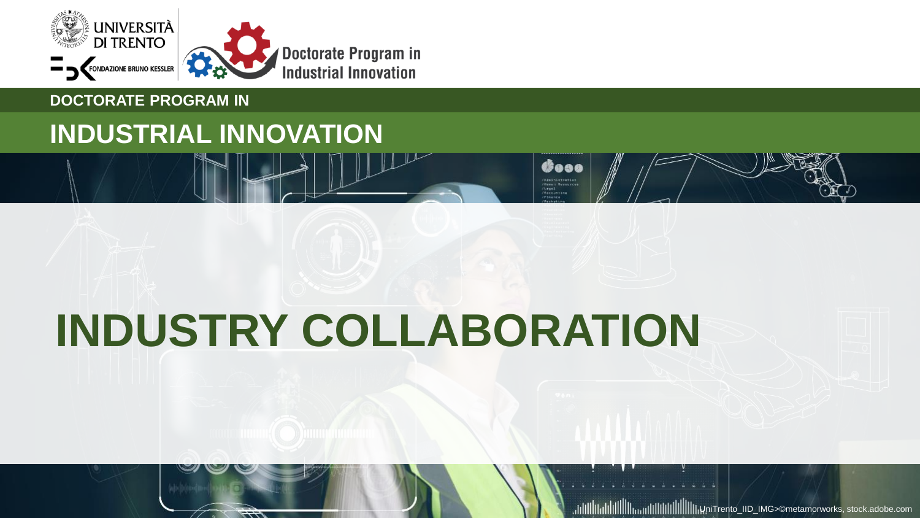UNIVERSITÀ DI TRENTO

FONDAZIONE BRUNO KESSLER

Doctorate Program in Industrial Innovation

DOCTORATE PROGRAM IN

## INDUSTRIAL INNOVATION

# INDUSTRY COLLABORATION

UniTrento_IID_IMG>©metamorworks, stock.adobe.com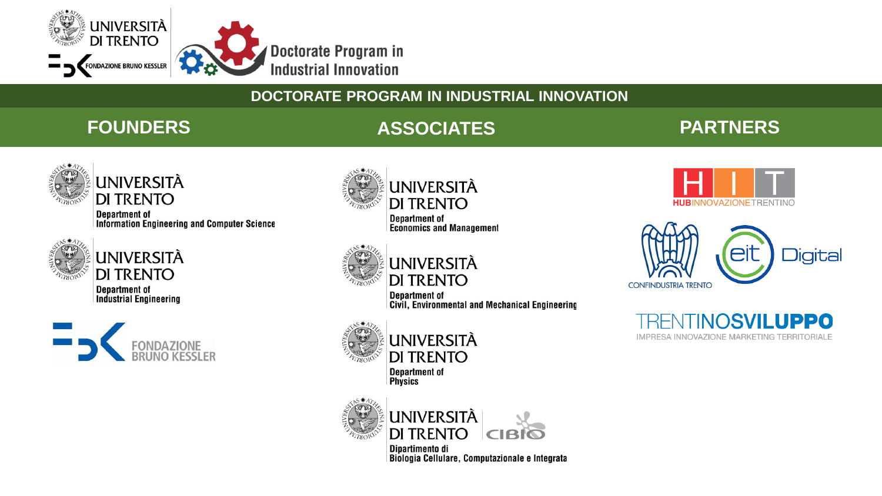# DOCTORATE PROGRAM IN INDUSTRIAL INNOVATION

## FOUNDERS

UNIVERSITÀ DI TRENTO
Department of Information Engineering and Computer Science

UNIVERSITÀ DI TRENTO
Department of Industrial Engineering

FONDAZIONE BRUNO KESSLER

## ASSOCIATES

UNIVERSITÀ DI TRENTO
Department of Economics and Management

UNIVERSITÀ DI TRENTO
Department of Civil, Environmental and Mechanical Engineering

UNIVERSITÀ DI TRENTO
Department of Physics

UNIVERSITÀ DI TRENTO — CIBIO
Dipartimento di Biologia Cellulare, Computazionale e Integrata

## PARTNERS

HIT — HUB INNOVAZIONE TRENTINO

CONFINDUSTRIA TRENTO

eit Digital

TRENTINOSVILUPPO
IMPRESA INNOVAZIONE MARKETING TERRITORIALE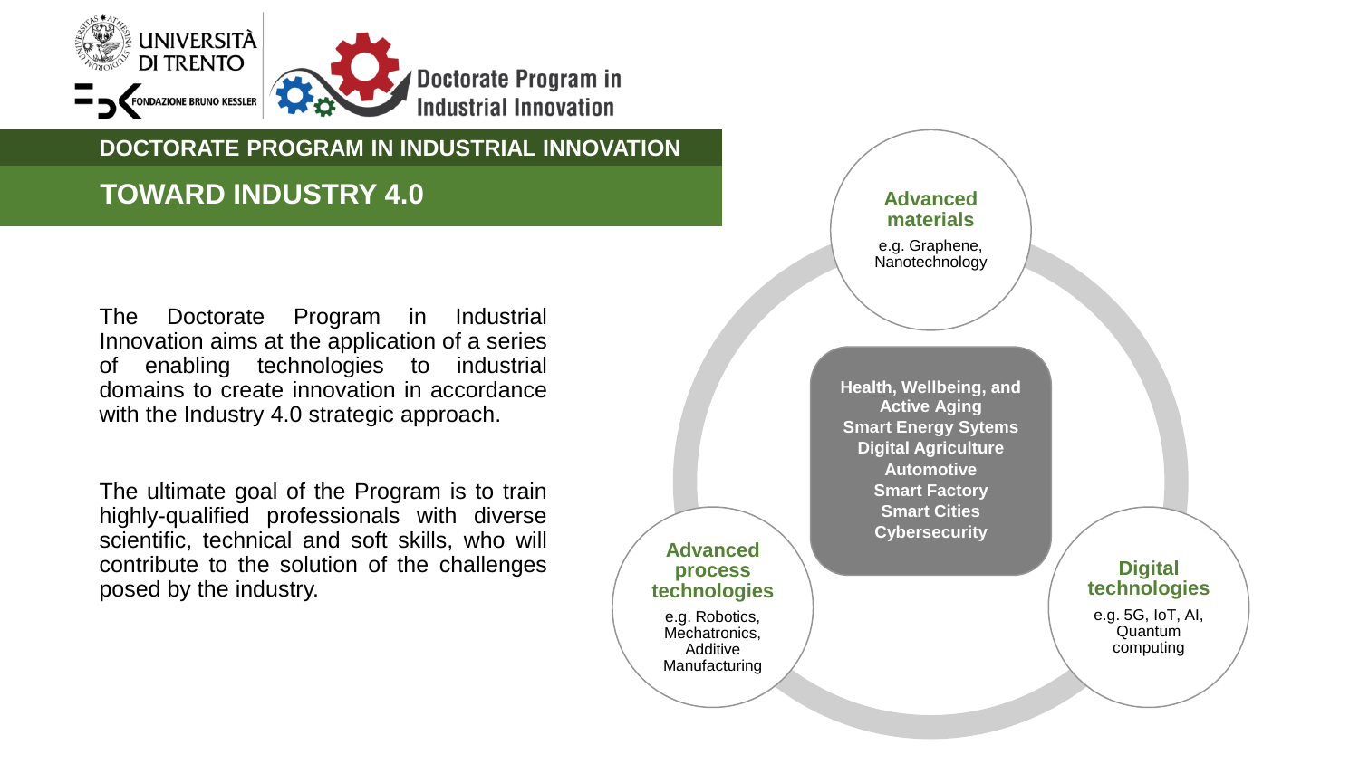## DOCTORATE PROGRAM IN INDUSTRIAL INNOVATION

# TOWARD INDUSTRY 4.0

The Doctorate Program in Industrial Innovation aims at the application of a series of enabling technologies to industrial domains to create innovation in accordance with the Industry 4.0 strategic approach.

The ultimate goal of the Program is to train highly-qualified professionals with diverse scientific, technical and soft skills, who will contribute to the solution of the challenges posed by the industry.

**Advanced materials**

e.g. Graphene, Nanotechnology

**Health, Wellbeing, and Active Aging**
**Smart Energy Sytems**
**Digital Agriculture**
**Automotive**
**Smart Factory**
**Smart Cities**
**Cybersecurity**

**Advanced process technologies**

e.g. Robotics, Mechatronics, Additive Manufacturing

**Digital technologies**

e.g. 5G, IoT, AI, Quantum computing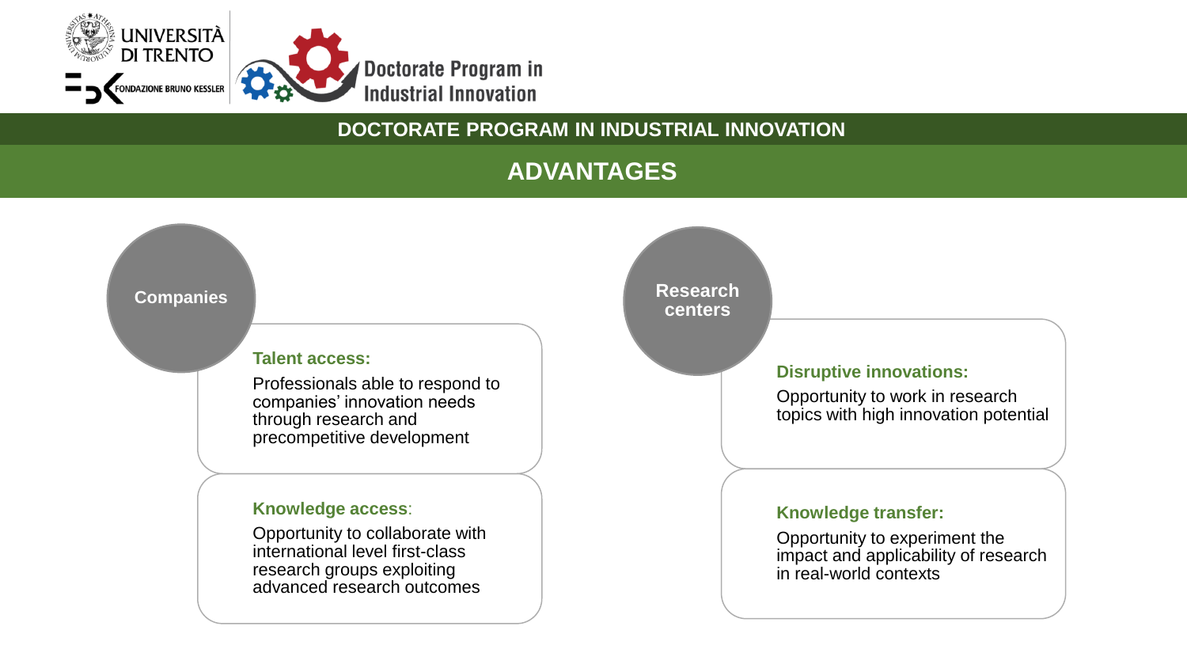## DOCTORATE PROGRAM IN INDUSTRIAL INNOVATION

# ADVANTAGES

### Companies

**Talent access:**

Professionals able to respond to companies' innovation needs through research and precompetitive development

**Knowledge access**:

Opportunity to collaborate with international level first-class research groups exploiting advanced research outcomes

### Research centers

**Disruptive innovations:**

Opportunity to work in research topics with high innovation potential

**Knowledge transfer:**

Opportunity to experiment the impact and applicability of research in real-world contexts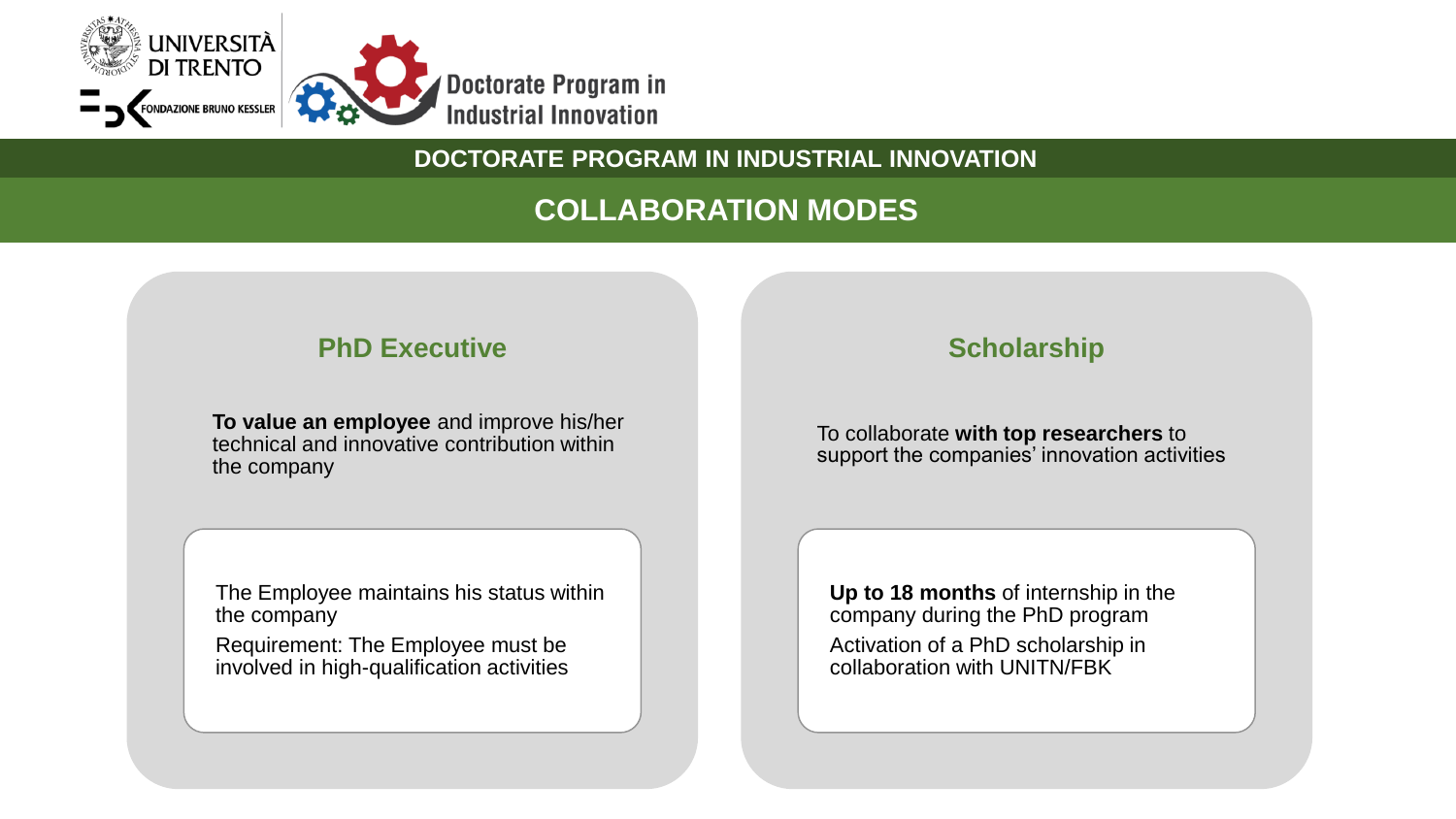# DOCTORATE PROGRAM IN INDUSTRIAL INNOVATION

## COLLABORATION MODES

### PhD Executive

**To value an employee** and improve his/her technical and innovative contribution within the company

The Employee maintains his status within the company

Requirement: The Employee must be involved in high-qualification activities

### Scholarship

To collaborate **with top researchers** to support the companies' innovation activities

**Up to 18 months** of internship in the company during the PhD program

Activation of a PhD scholarship in collaboration with UNITN/FBK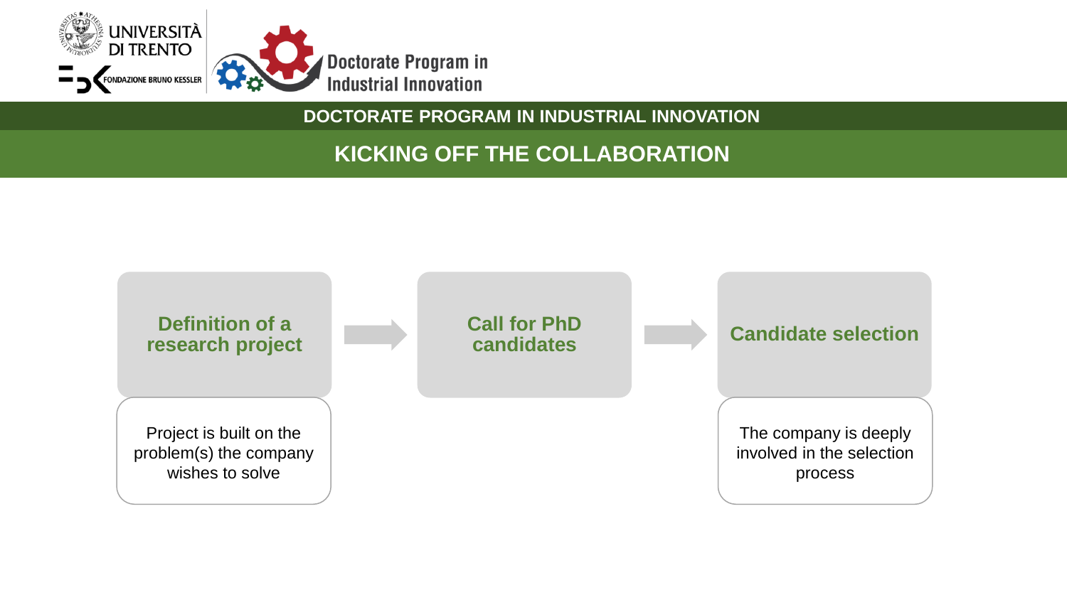# KICKING OFF THE COLLABORATION

**Definition of a research project** → **Call for PhD candidates** → **Candidate selection**

- **Definition of a research project**: Project is built on the problem(s) the company wishes to solve
- **Call for PhD candidates**
- **Candidate selection**: The company is deeply involved in the selection process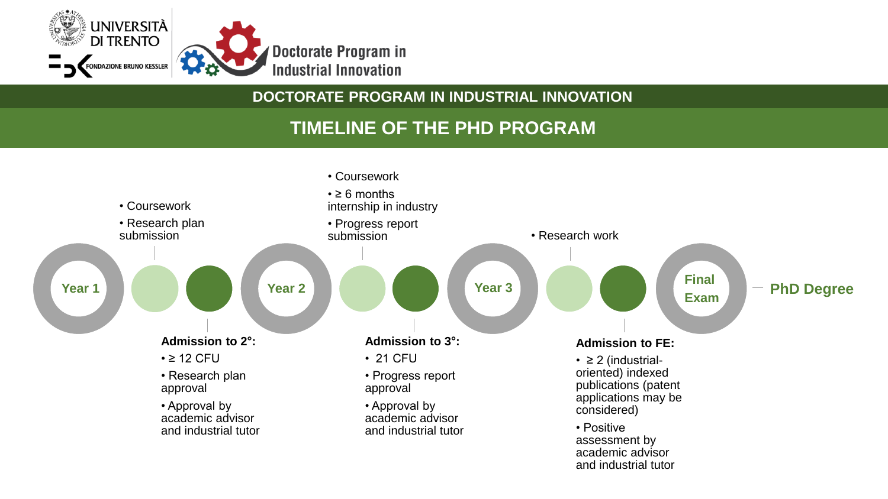# DOCTORATE PROGRAM IN INDUSTRIAL INNOVATION

## TIMELINE OF THE PHD PROGRAM

**Year 1**

- Coursework
- Research plan submission

**Admission to 2°:**

- ≥ 12 CFU
- Research plan approval
- Approval by academic advisor and industrial tutor

**Year 2**

- Coursework
- ≥ 6 months internship in industry
- Progress report submission

**Admission to 3°:**

- 21 CFU
- Progress report approval
- Approval by academic advisor and industrial tutor

**Year 3**

- Research work

**Admission to FE:**

- ≥ 2 (industrial-oriented) indexed publications (patent applications may be considered)
- Positive assessment by academic advisor and industrial tutor

**Final Exam** — **PhD Degree**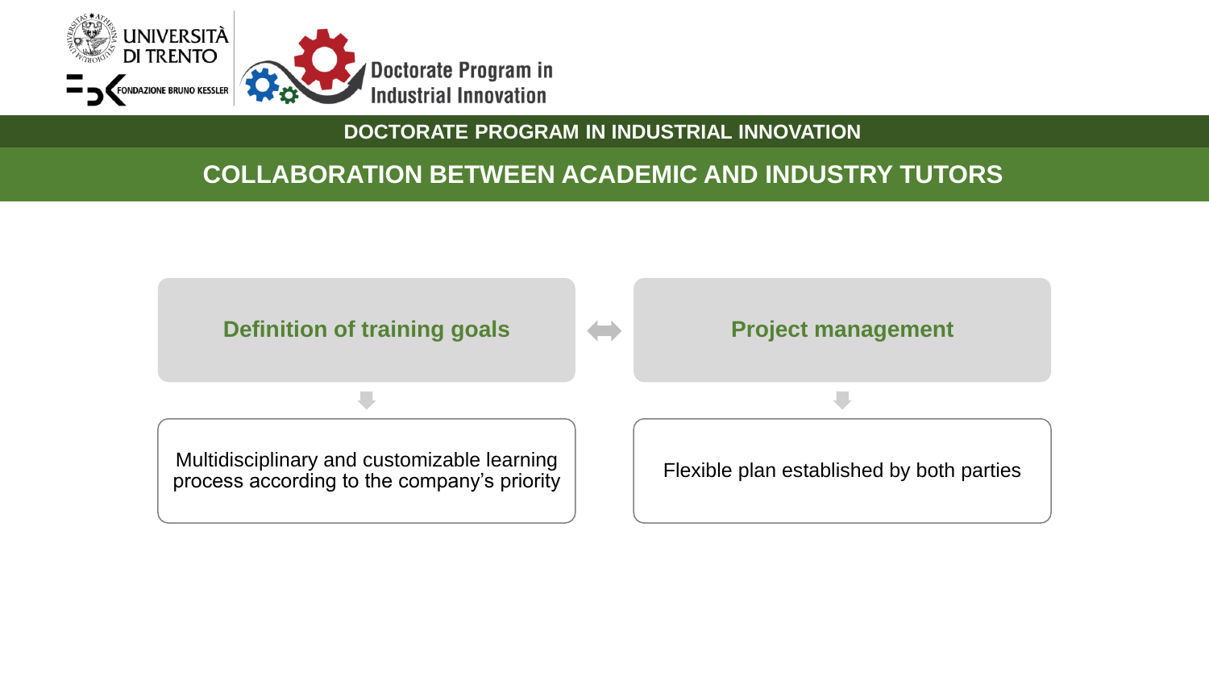## DOCTORATE PROGRAM IN INDUSTRIAL INNOVATION

# COLLABORATION BETWEEN ACADEMIC AND INDUSTRY TUTORS

**Definition of training goals** ⟷ **Project management**

- **Definition of training goals**
  - Multidisciplinary and customizable learning process according to the company's priority
- **Project management**
  - Flexible plan established by both parties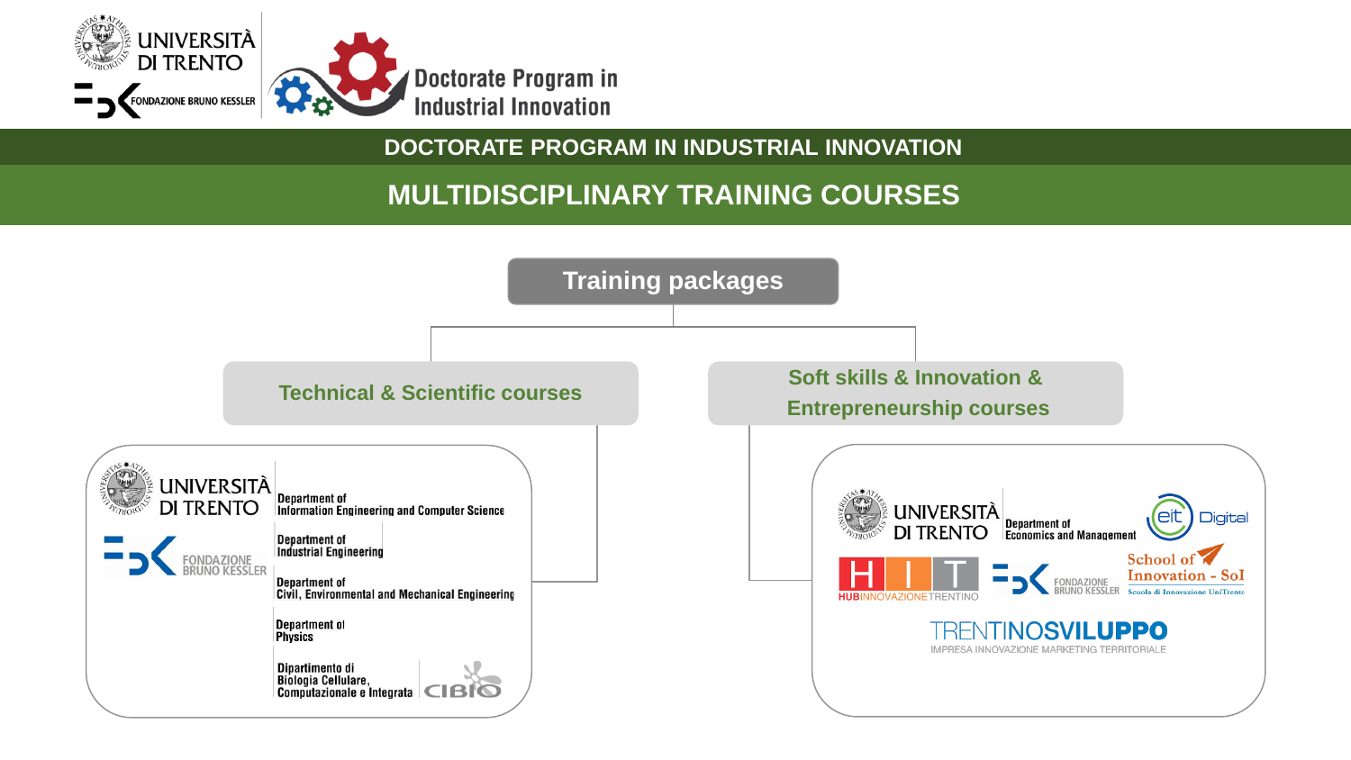# DOCTORATE PROGRAM IN INDUSTRIAL INNOVATION

## MULTIDISCIPLINARY TRAINING COURSES

### Training packages

#### Technical & Scientific courses

- UNIVERSITÀ DI TRENTO
  - Department of Information Engineering and Computer Science
  - Department of Industrial Engineering
  - Department of Civil, Environmental and Mechanical Engineering
  - Department of Physics
  - Dipartimento di Biologia Cellulare, Computazionale e Integrata – CIBIO
- FONDAZIONE BRUNO KESSLER

#### Soft skills & Innovation & Entrepreneurship courses

- UNIVERSITÀ DI TRENTO – Department of Economics and Management
- EIT Digital
- HIT – HUB INNOVAZIONE TRENTINO
- FONDAZIONE BRUNO KESSLER
- School of Innovation - SoI – Scuola di Innovazione UniTrento
- TRENTINOSVILUPPO – IMPRESA INNOVAZIONE MARKETING TERRITORIALE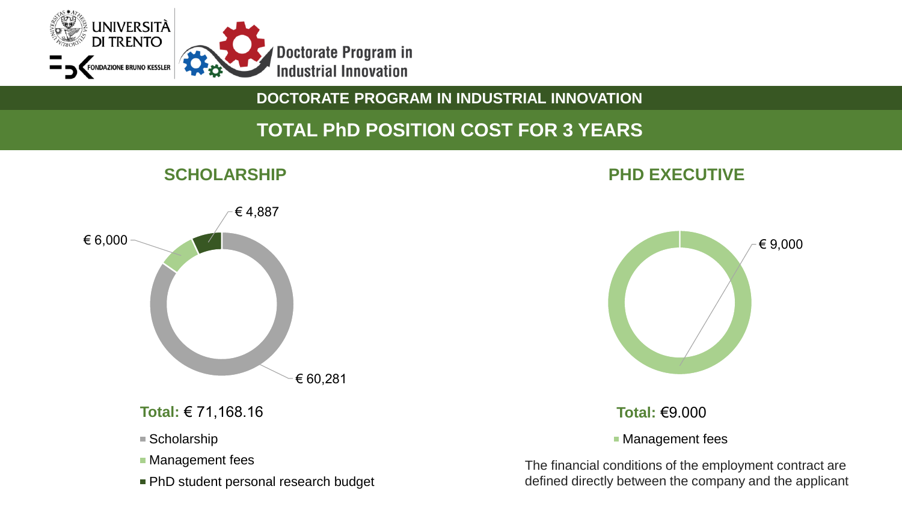## DOCTORATE PROGRAM IN INDUSTRIAL INNOVATION

# TOTAL PhD POSITION COST FOR 3 YEARS

### SCHOLARSHIP

€ 4,887

€ 6,000

€ 60,281

**Total:** € 71,168.16

- Scholarship
- Management fees
- PhD student personal research budget

### PHD EXECUTIVE

€ 9,000

**Total:** €9.000

- Management fees

The financial conditions of the employment contract are defined directly between the company and the applicant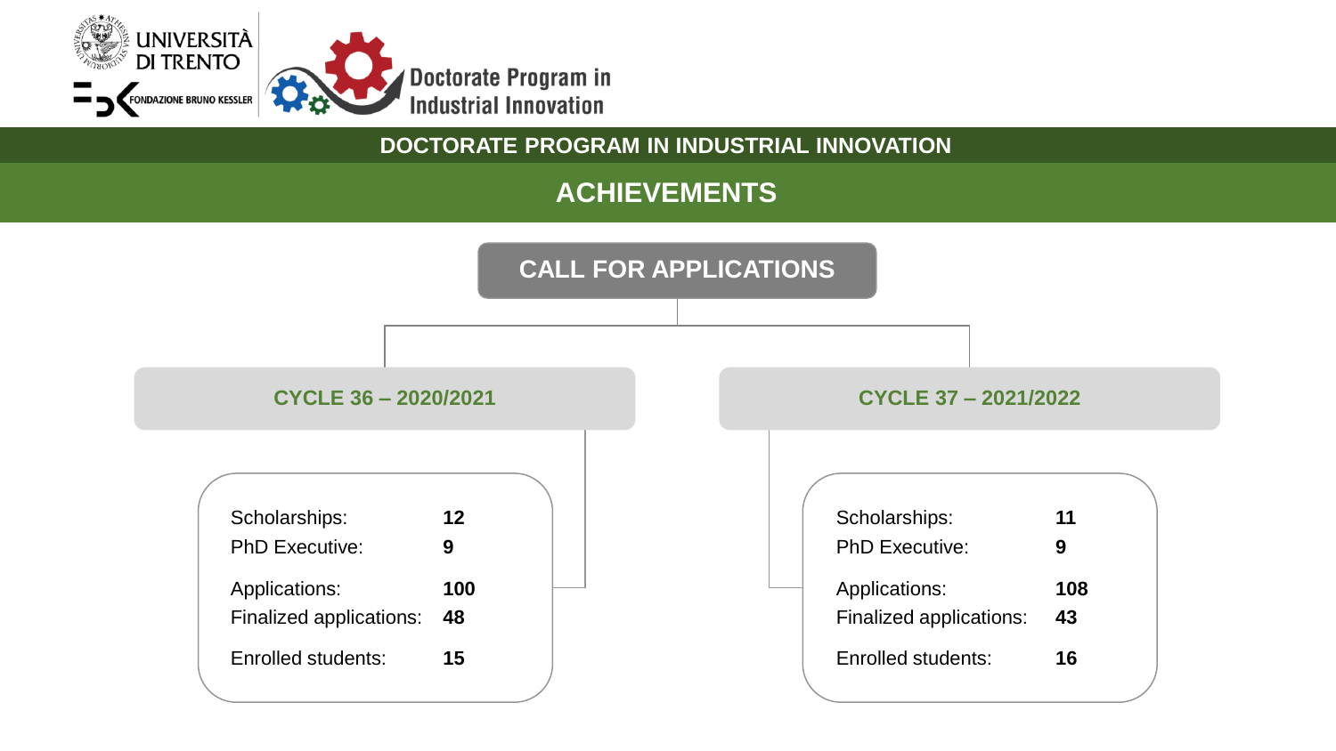# DOCTORATE PROGRAM IN INDUSTRIAL INNOVATION

## ACHIEVEMENTS

### CALL FOR APPLICATIONS

#### CYCLE 36 – 2020/2021

| | |
|---|---|
| Scholarships: | **12** |
| PhD Executive: | **9** |
| Applications: | **100** |
| Finalized applications: | **48** |
| Enrolled students: | **15** |

#### CYCLE 37 – 2021/2022

| | |
|---|---|
| Scholarships: | **11** |
| PhD Executive: | **9** |
| Applications: | **108** |
| Finalized applications: | **43** |
| Enrolled students: | **16** |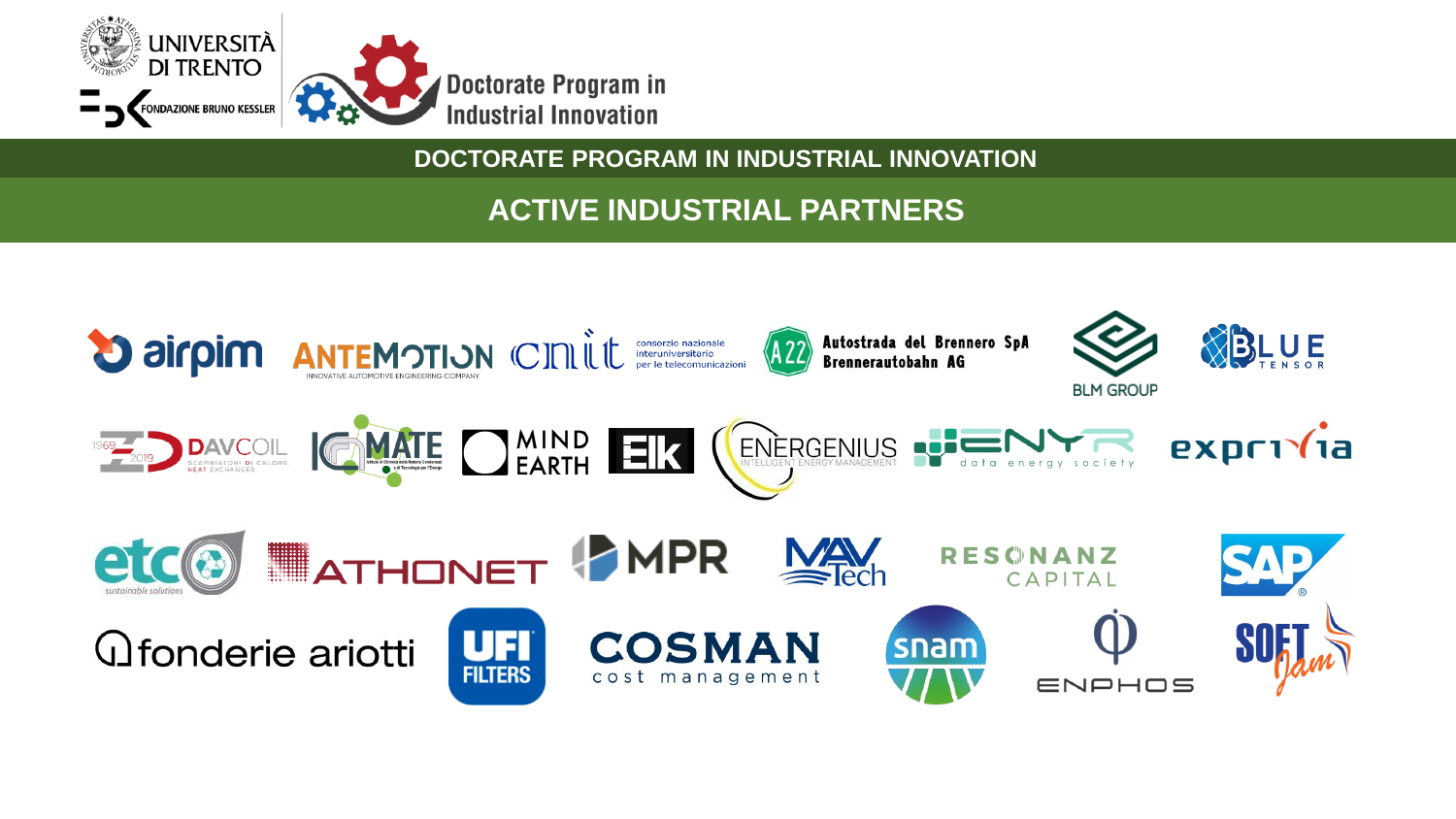UNIVERSITÀ DI TRENTO

FONDAZIONE BRUNO KESSLER

Doctorate Program in Industrial Innovation

# DOCTORATE PROGRAM IN INDUSTRIAL INNOVATION

## ACTIVE INDUSTRIAL PARTNERS

airpim

ANTEMOTION — INNOVATIVE AUTOMOTIVE ENGINEERING COMPANY

cnit — consorzio nazionale interuniversitario per le telecomunicazioni

A22 — Autostrada del Brennero SpA Brennerautobahn AG

BLM GROUP

BLUE TENSOR

1969 – 2019 DAVCOIL — SCAMBIATORI DI CALORE HEAT EXCHANGER

ICMATE

MIND EARTH

Elk

ENERGENIUS — INTELLIGENT ENERGY MANAGEMENT

ENYR — data energy society

exprivia

etc — sustainable solutions

ATHONET

MPR

MAV Tech

RESONANZ CAPITAL

SAP

fonderie ariotti

UFI FILTERS

COSMAN — cost management

snam

ENPHOS

SOFT Jam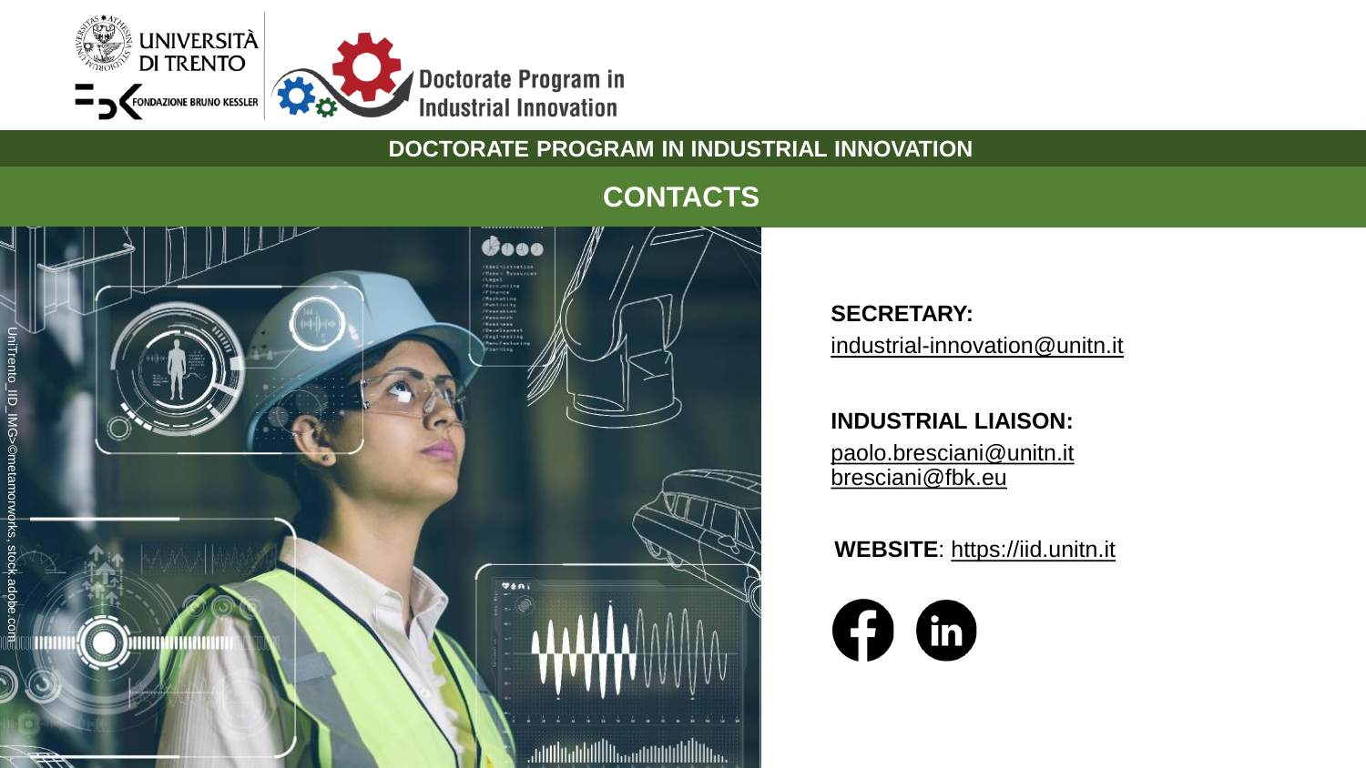UNIVERSITÀ DI TRENTO

FONDAZIONE BRUNO KESSLER

Doctorate Program in Industrial Innovation

## DOCTORATE PROGRAM IN INDUSTRIAL INNOVATION

# CONTACTS

UniTrento_IID_IMG>©metamorworks, stock.adobe.com

**SECRETARY:**
industrial-innovation@unitn.it

**INDUSTRIAL LIAISON:**
paolo.bresciani@unitn.it
bresciani@fbk.eu

**WEBSITE**: https://iid.unitn.it